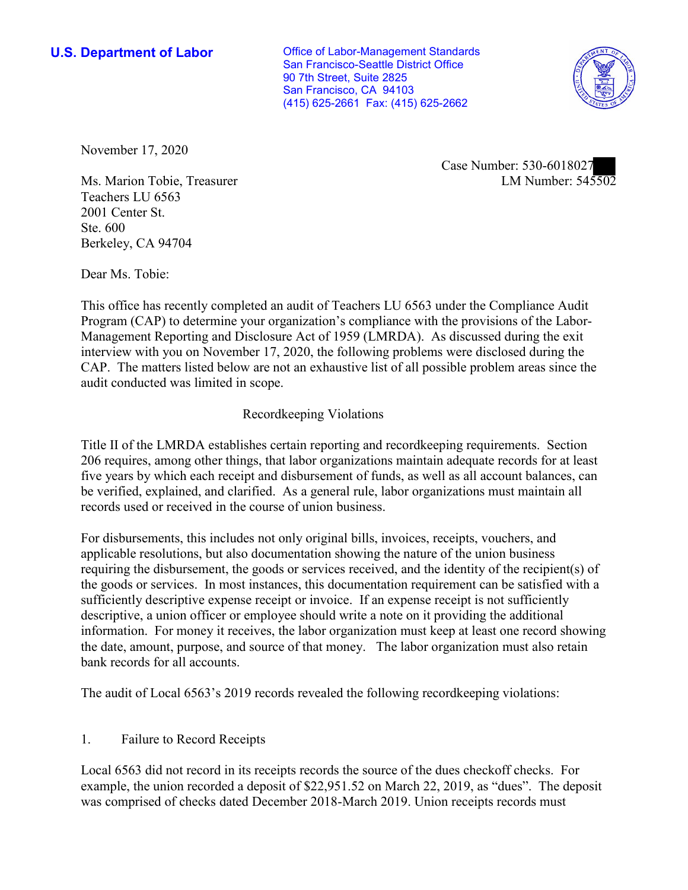**U.S. Department of Labor**

Office of Labor-Management Standards
San Francisco-Seattle District Office
90 7th Street, Suite 2825
San Francisco, CA 94103
(415) 625-2661 Fax: (415) 625-2662

November 17, 2020

Case Number: 530-6018027
LM Number: 545502

Ms. Marion Tobie, Treasurer
Teachers LU 6563
2001 Center St.
Ste. 600
Berkeley, CA 94704

Dear Ms. Tobie:

This office has recently completed an audit of Teachers LU 6563 under the Compliance Audit Program (CAP) to determine your organization's compliance with the provisions of the Labor-Management Reporting and Disclosure Act of 1959 (LMRDA). As discussed during the exit interview with you on November 17, 2020, the following problems were disclosed during the CAP. The matters listed below are not an exhaustive list of all possible problem areas since the audit conducted was limited in scope.

## Recordkeeping Violations

Title II of the LMRDA establishes certain reporting and recordkeeping requirements. Section 206 requires, among other things, that labor organizations maintain adequate records for at least five years by which each receipt and disbursement of funds, as well as all account balances, can be verified, explained, and clarified. As a general rule, labor organizations must maintain all records used or received in the course of union business.

For disbursements, this includes not only original bills, invoices, receipts, vouchers, and applicable resolutions, but also documentation showing the nature of the union business requiring the disbursement, the goods or services received, and the identity of the recipient(s) of the goods or services. In most instances, this documentation requirement can be satisfied with a sufficiently descriptive expense receipt or invoice. If an expense receipt is not sufficiently descriptive, a union officer or employee should write a note on it providing the additional information. For money it receives, the labor organization must keep at least one record showing the date, amount, purpose, and source of that money. The labor organization must also retain bank records for all accounts.

The audit of Local 6563's 2019 records revealed the following recordkeeping violations:

1. Failure to Record Receipts

Local 6563 did not record in its receipts records the source of the dues checkoff checks. For example, the union recorded a deposit of $22,951.52 on March 22, 2019, as "dues". The deposit was comprised of checks dated December 2018-March 2019. Union receipts records must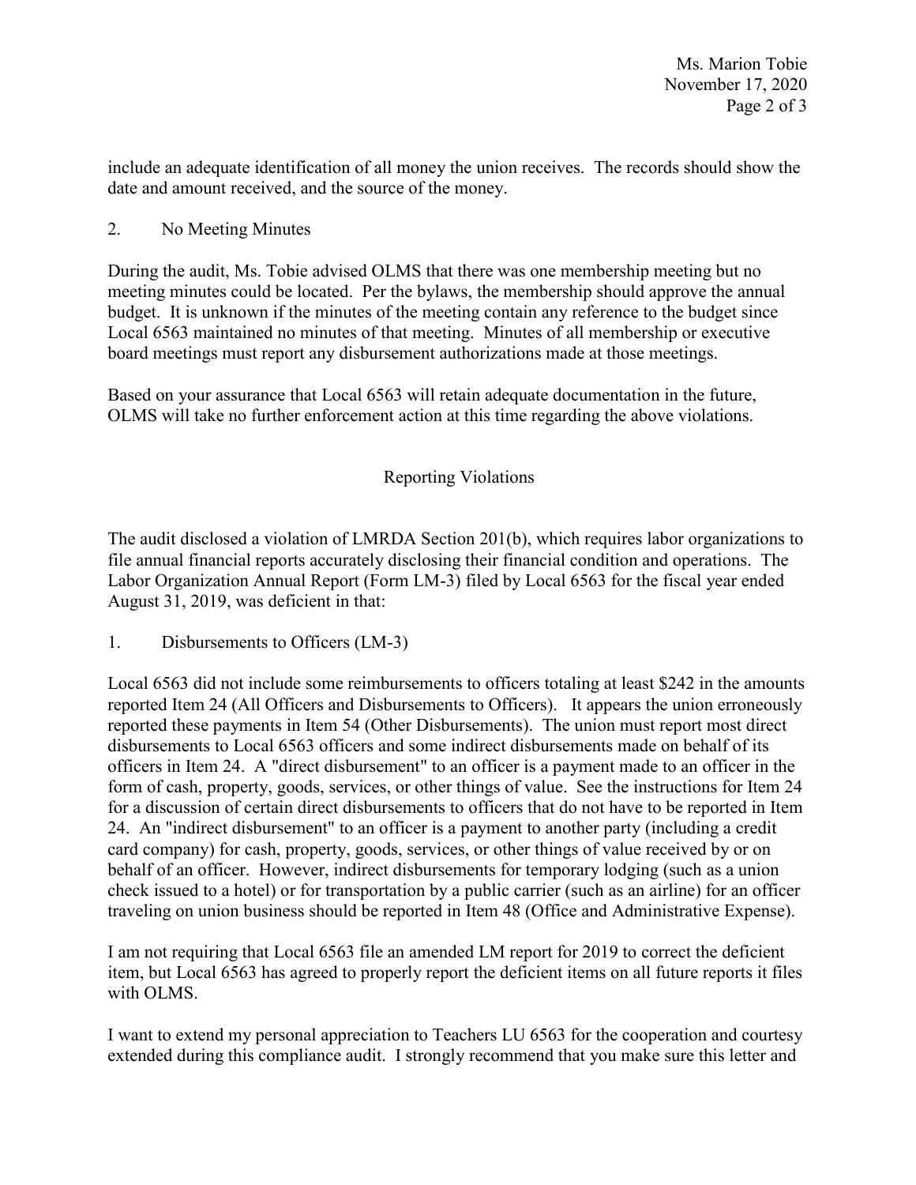include an adequate identification of all money the union receives. The records should show the date and amount received, and the source of the money.

2. No Meeting Minutes

During the audit, Ms. Tobie advised OLMS that there was one membership meeting but no meeting minutes could be located. Per the bylaws, the membership should approve the annual budget. It is unknown if the minutes of the meeting contain any reference to the budget since Local 6563 maintained no minutes of that meeting. Minutes of all membership or executive board meetings must report any disbursement authorizations made at those meetings.

Based on your assurance that Local 6563 will retain adequate documentation in the future, OLMS will take no further enforcement action at this time regarding the above violations.

## Reporting Violations

The audit disclosed a violation of LMRDA Section 201(b), which requires labor organizations to file annual financial reports accurately disclosing their financial condition and operations. The Labor Organization Annual Report (Form LM-3) filed by Local 6563 for the fiscal year ended August 31, 2019, was deficient in that:

1. Disbursements to Officers (LM-3)

Local 6563 did not include some reimbursements to officers totaling at least $242 in the amounts reported Item 24 (All Officers and Disbursements to Officers). It appears the union erroneously reported these payments in Item 54 (Other Disbursements). The union must report most direct disbursements to Local 6563 officers and some indirect disbursements made on behalf of its officers in Item 24. A "direct disbursement" to an officer is a payment made to an officer in the form of cash, property, goods, services, or other things of value. See the instructions for Item 24 for a discussion of certain direct disbursements to officers that do not have to be reported in Item 24. An "indirect disbursement" to an officer is a payment to another party (including a credit card company) for cash, property, goods, services, or other things of value received by or on behalf of an officer. However, indirect disbursements for temporary lodging (such as a union check issued to a hotel) or for transportation by a public carrier (such as an airline) for an officer traveling on union business should be reported in Item 48 (Office and Administrative Expense).

I am not requiring that Local 6563 file an amended LM report for 2019 to correct the deficient item, but Local 6563 has agreed to properly report the deficient items on all future reports it files with OLMS.

I want to extend my personal appreciation to Teachers LU 6563 for the cooperation and courtesy extended during this compliance audit. I strongly recommend that you make sure this letter and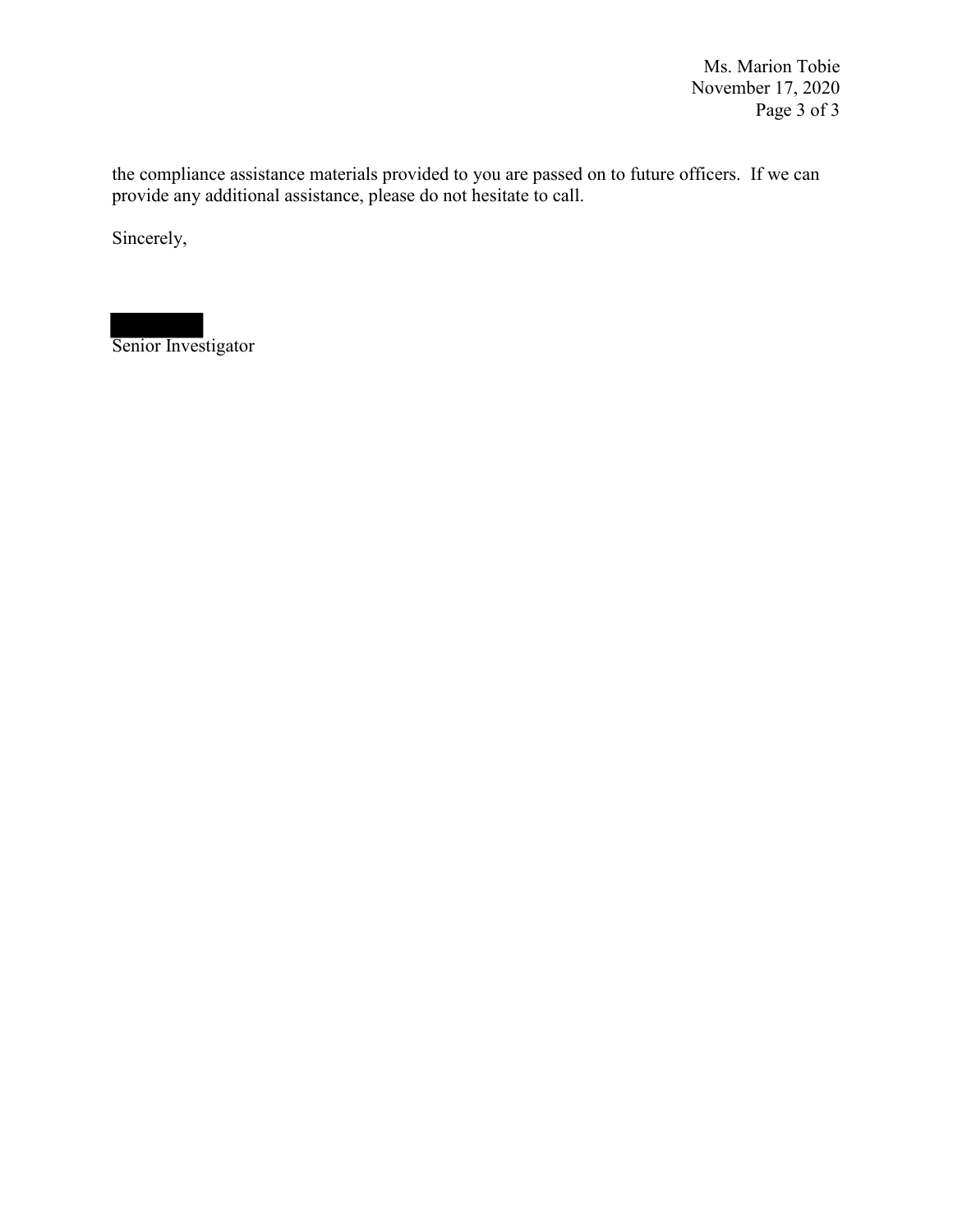the compliance assistance materials provided to you are passed on to future officers. If we can provide any additional assistance, please do not hesitate to call.

Sincerely,

Senior Investigator